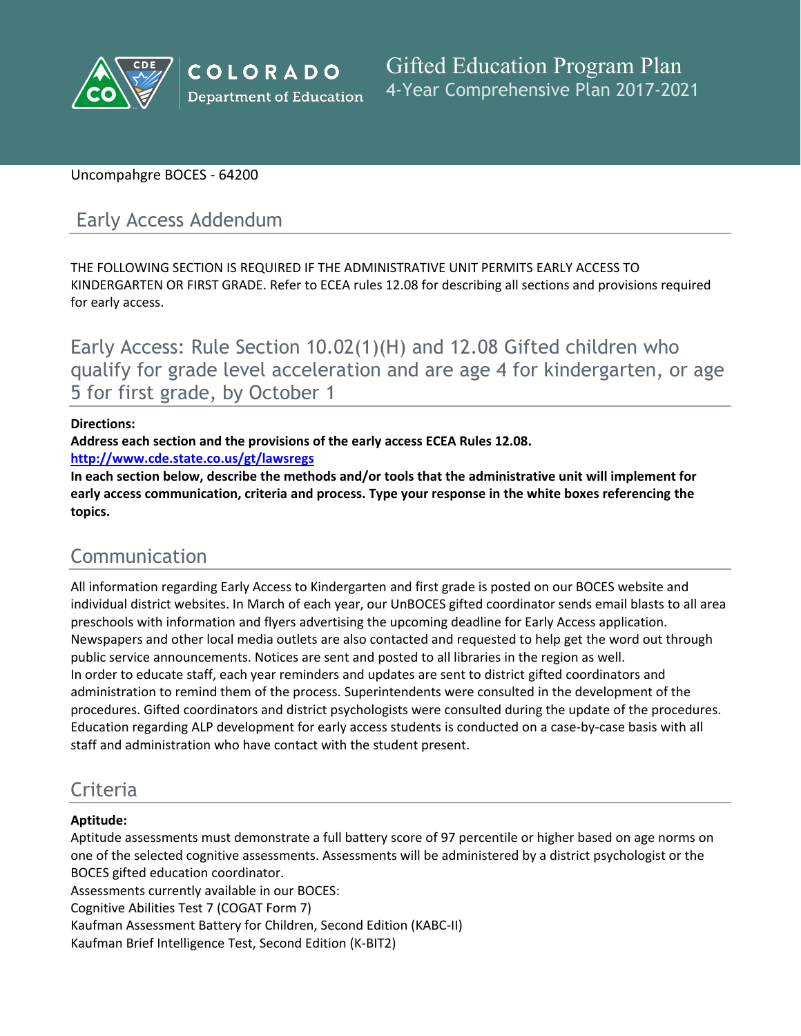# Gifted Education Program Plan

4-Year Comprehensive Plan 2017-2021

Uncompahgre BOCES - 64200

## Early Access Addendum

THE FOLLOWING SECTION IS REQUIRED IF THE ADMINISTRATIVE UNIT PERMITS EARLY ACCESS TO KINDERGARTEN OR FIRST GRADE. Refer to ECEA rules 12.08 for describing all sections and provisions required for early access.

## Early Access: Rule Section 10.02(1)(H) and 12.08 Gifted children who qualify for grade level acceleration and are age 4 for kindergarten, or age 5 for first grade, by October 1

**Directions:**

**Address each section and the provisions of the early access ECEA Rules 12.08.**

**http://www.cde.state.co.us/gt/lawsregs**

**In each section below, describe the methods and/or tools that the administrative unit will implement for early access communication, criteria and process. Type your response in the white boxes referencing the topics.**

## Communication

All information regarding Early Access to Kindergarten and first grade is posted on our BOCES website and individual district websites. In March of each year, our UnBOCES gifted coordinator sends email blasts to all area preschools with information and flyers advertising the upcoming deadline for Early Access application. Newspapers and other local media outlets are also contacted and requested to help get the word out through public service announcements. Notices are sent and posted to all libraries in the region as well.
In order to educate staff, each year reminders and updates are sent to district gifted coordinators and administration to remind them of the process. Superintendents were consulted in the development of the procedures. Gifted coordinators and district psychologists were consulted during the update of the procedures. Education regarding ALP development for early access students is conducted on a case-by-case basis with all staff and administration who have contact with the student present.

## Criteria

**Aptitude:**

Aptitude assessments must demonstrate a full battery score of 97 percentile or higher based on age norms on one of the selected cognitive assessments. Assessments will be administered by a district psychologist or the BOCES gifted education coordinator.
Assessments currently available in our BOCES:
Cognitive Abilities Test 7 (COGAT Form 7)
Kaufman Assessment Battery for Children, Second Edition (KABC-II)
Kaufman Brief Intelligence Test, Second Edition (K-BIT2)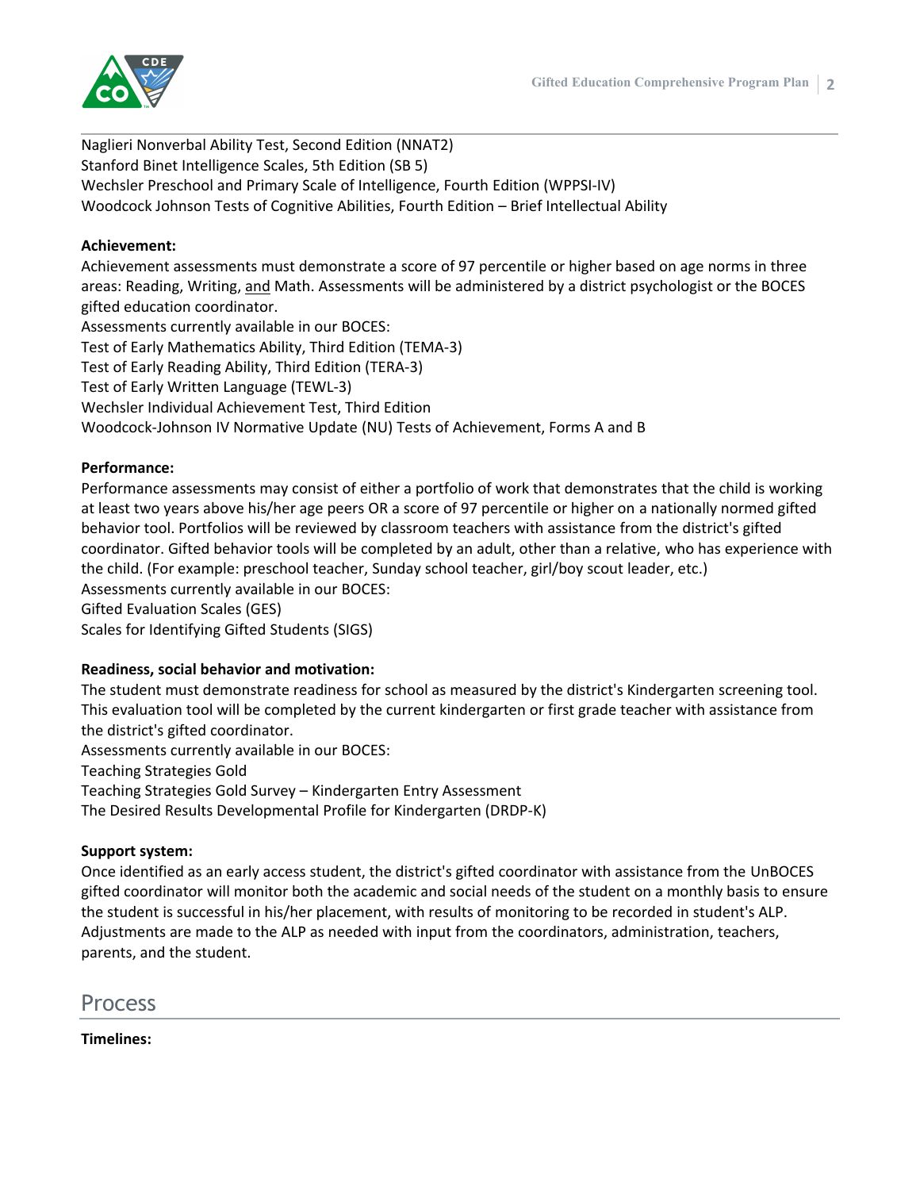Naglieri Nonverbal Ability Test, Second Edition (NNAT2)
Stanford Binet Intelligence Scales, 5th Edition (SB 5)
Wechsler Preschool and Primary Scale of Intelligence, Fourth Edition (WPPSI-IV)
Woodcock Johnson Tests of Cognitive Abilities, Fourth Edition – Brief Intellectual Ability

**Achievement:**
Achievement assessments must demonstrate a score of 97 percentile or higher based on age norms in three areas: Reading, Writing, and Math. Assessments will be administered by a district psychologist or the BOCES gifted education coordinator.
Assessments currently available in our BOCES:
Test of Early Mathematics Ability, Third Edition (TEMA-3)
Test of Early Reading Ability, Third Edition (TERA-3)
Test of Early Written Language (TEWL-3)
Wechsler Individual Achievement Test, Third Edition
Woodcock-Johnson IV Normative Update (NU) Tests of Achievement, Forms A and B

**Performance:**
Performance assessments may consist of either a portfolio of work that demonstrates that the child is working at least two years above his/her age peers OR a score of 97 percentile or higher on a nationally normed gifted behavior tool. Portfolios will be reviewed by classroom teachers with assistance from the district's gifted coordinator. Gifted behavior tools will be completed by an adult, other than a relative, who has experience with the child. (For example: preschool teacher, Sunday school teacher, girl/boy scout leader, etc.)
Assessments currently available in our BOCES:
Gifted Evaluation Scales (GES)
Scales for Identifying Gifted Students (SIGS)

**Readiness, social behavior and motivation:**
The student must demonstrate readiness for school as measured by the district's Kindergarten screening tool. This evaluation tool will be completed by the current kindergarten or first grade teacher with assistance from the district's gifted coordinator.
Assessments currently available in our BOCES:
Teaching Strategies Gold
Teaching Strategies Gold Survey – Kindergarten Entry Assessment
The Desired Results Developmental Profile for Kindergarten (DRDP-K)

**Support system:**
Once identified as an early access student, the district's gifted coordinator with assistance from the UnBOCES gifted coordinator will monitor both the academic and social needs of the student on a monthly basis to ensure the student is successful in his/her placement, with results of monitoring to be recorded in student's ALP. Adjustments are made to the ALP as needed with input from the coordinators, administration, teachers, parents, and the student.

## Process

**Timelines:**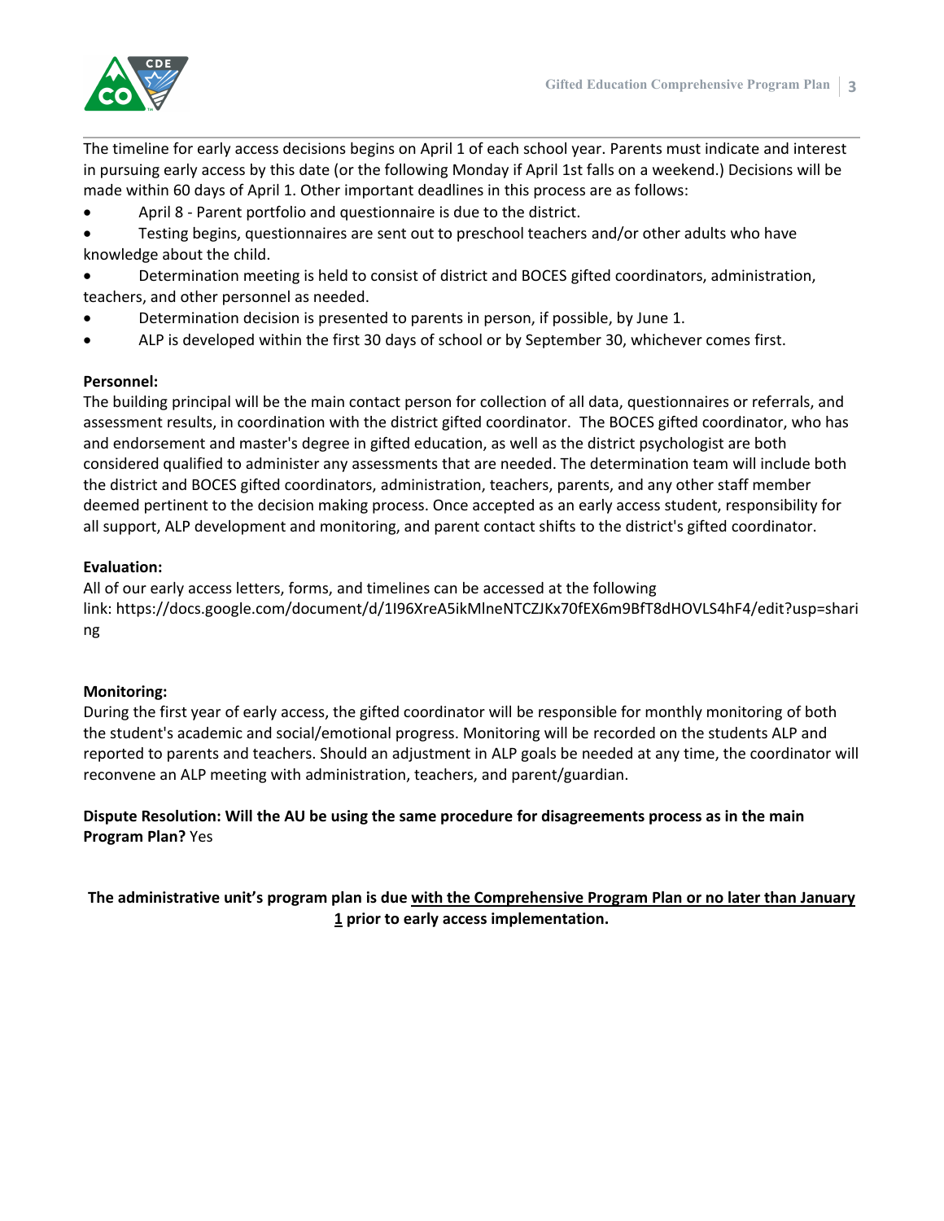The timeline for early access decisions begins on April 1 of each school year. Parents must indicate and interest in pursuing early access by this date (or the following Monday if April 1st falls on a weekend.) Decisions will be made within 60 days of April 1. Other important deadlines in this process are as follows:

- April 8 - Parent portfolio and questionnaire is due to the district.
- Testing begins, questionnaires are sent out to preschool teachers and/or other adults who have knowledge about the child.
- Determination meeting is held to consist of district and BOCES gifted coordinators, administration, teachers, and other personnel as needed.
- Determination decision is presented to parents in person, if possible, by June 1.
- ALP is developed within the first 30 days of school or by September 30, whichever comes first.

**Personnel:**
The building principal will be the main contact person for collection of all data, questionnaires or referrals, and assessment results, in coordination with the district gifted coordinator. The BOCES gifted coordinator, who has and endorsement and master's degree in gifted education, as well as the district psychologist are both considered qualified to administer any assessments that are needed. The determination team will include both the district and BOCES gifted coordinators, administration, teachers, parents, and any other staff member deemed pertinent to the decision making process. Once accepted as an early access student, responsibility for all support, ALP development and monitoring, and parent contact shifts to the district's gifted coordinator.

**Evaluation:**
All of our early access letters, forms, and timelines can be accessed at the following link: https://docs.google.com/document/d/1I96XreA5ikMlneNTCZJKx70fEX6m9BfT8dHOVLS4hF4/edit?usp=sharing

**Monitoring:**
During the first year of early access, the gifted coordinator will be responsible for monthly monitoring of both the student's academic and social/emotional progress. Monitoring will be recorded on the students ALP and reported to parents and teachers. Should an adjustment in ALP goals be needed at any time, the coordinator will reconvene an ALP meeting with administration, teachers, and parent/guardian.

**Dispute Resolution: Will the AU be using the same procedure for disagreements process as in the main Program Plan?** Yes

**The administrative unit's program plan is due <u>with the Comprehensive Program Plan or no later than January 1</u> prior to early access implementation.**